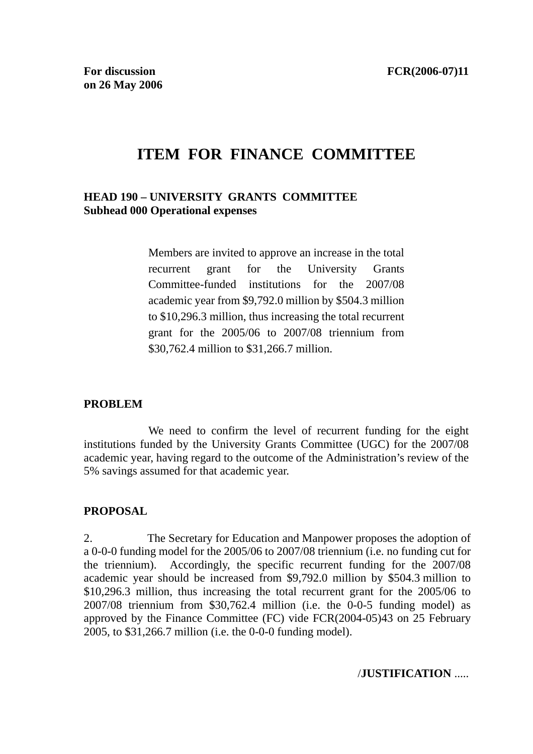For discussion on 26 May 2006

FCR(2006-07)11

# ITEM FOR FINANCE COMMITTEE

**HEAD 190 – UNIVERSITY GRANTS COMMITTEE**
**Subhead 000 Operational expenses**

Members are invited to approve an increase in the total recurrent grant for the University Grants Committee-funded institutions for the 2007/08 academic year from $9,792.0 million by $504.3 million to $10,296.3 million, thus increasing the total recurrent grant for the 2005/06 to 2007/08 triennium from $30,762.4 million to $31,266.7 million.

## PROBLEM

We need to confirm the level of recurrent funding for the eight institutions funded by the University Grants Committee (UGC) for the 2007/08 academic year, having regard to the outcome of the Administration's review of the 5% savings assumed for that academic year.

## PROPOSAL

2. The Secretary for Education and Manpower proposes the adoption of a 0-0-0 funding model for the 2005/06 to 2007/08 triennium (i.e. no funding cut for the triennium). Accordingly, the specific recurrent funding for the 2007/08 academic year should be increased from $9,792.0 million by $504.3 million to $10,296.3 million, thus increasing the total recurrent grant for the 2005/06 to 2007/08 triennium from $30,762.4 million (i.e. the 0-0-5 funding model) as approved by the Finance Committee (FC) vide FCR(2004-05)43 on 25 February 2005, to $31,266.7 million (i.e. the 0-0-0 funding model).

/**JUSTIFICATION** .....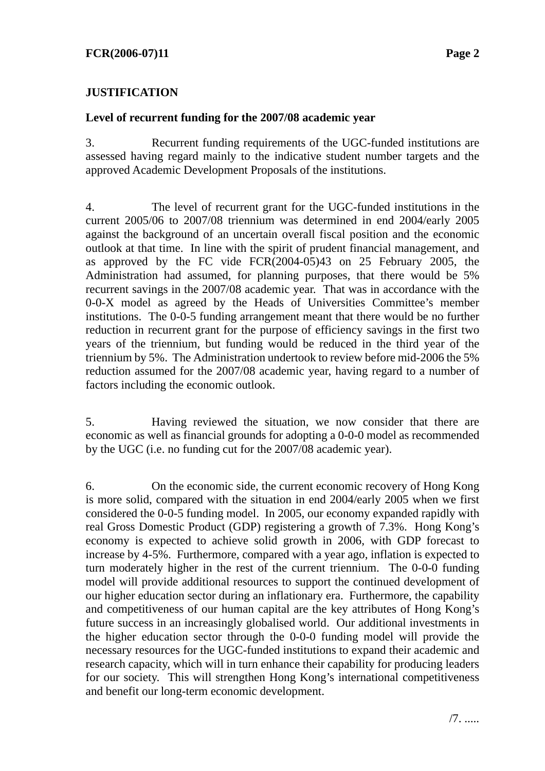**JUSTIFICATION**

**Level of recurrent funding for the 2007/08 academic year**

3. Recurrent funding requirements of the UGC-funded institutions are assessed having regard mainly to the indicative student number targets and the approved Academic Development Proposals of the institutions.

4. The level of recurrent grant for the UGC-funded institutions in the current 2005/06 to 2007/08 triennium was determined in end 2004/early 2005 against the background of an uncertain overall fiscal position and the economic outlook at that time. In line with the spirit of prudent financial management, and as approved by the FC vide FCR(2004-05)43 on 25 February 2005, the Administration had assumed, for planning purposes, that there would be 5% recurrent savings in the 2007/08 academic year. That was in accordance with the 0-0-X model as agreed by the Heads of Universities Committee's member institutions. The 0-0-5 funding arrangement meant that there would be no further reduction in recurrent grant for the purpose of efficiency savings in the first two years of the triennium, but funding would be reduced in the third year of the triennium by 5%. The Administration undertook to review before mid-2006 the 5% reduction assumed for the 2007/08 academic year, having regard to a number of factors including the economic outlook.

5. Having reviewed the situation, we now consider that there are economic as well as financial grounds for adopting a 0-0-0 model as recommended by the UGC (i.e. no funding cut for the 2007/08 academic year).

6. On the economic side, the current economic recovery of Hong Kong is more solid, compared with the situation in end 2004/early 2005 when we first considered the 0-0-5 funding model. In 2005, our economy expanded rapidly with real Gross Domestic Product (GDP) registering a growth of 7.3%. Hong Kong's economy is expected to achieve solid growth in 2006, with GDP forecast to increase by 4-5%. Furthermore, compared with a year ago, inflation is expected to turn moderately higher in the rest of the current triennium. The 0-0-0 funding model will provide additional resources to support the continued development of our higher education sector during an inflationary era. Furthermore, the capability and competitiveness of our human capital are the key attributes of Hong Kong's future success in an increasingly globalised world. Our additional investments in the higher education sector through the 0-0-0 funding model will provide the necessary resources for the UGC-funded institutions to expand their academic and research capacity, which will in turn enhance their capability for producing leaders for our society. This will strengthen Hong Kong's international competitiveness and benefit our long-term economic development.

/7. .....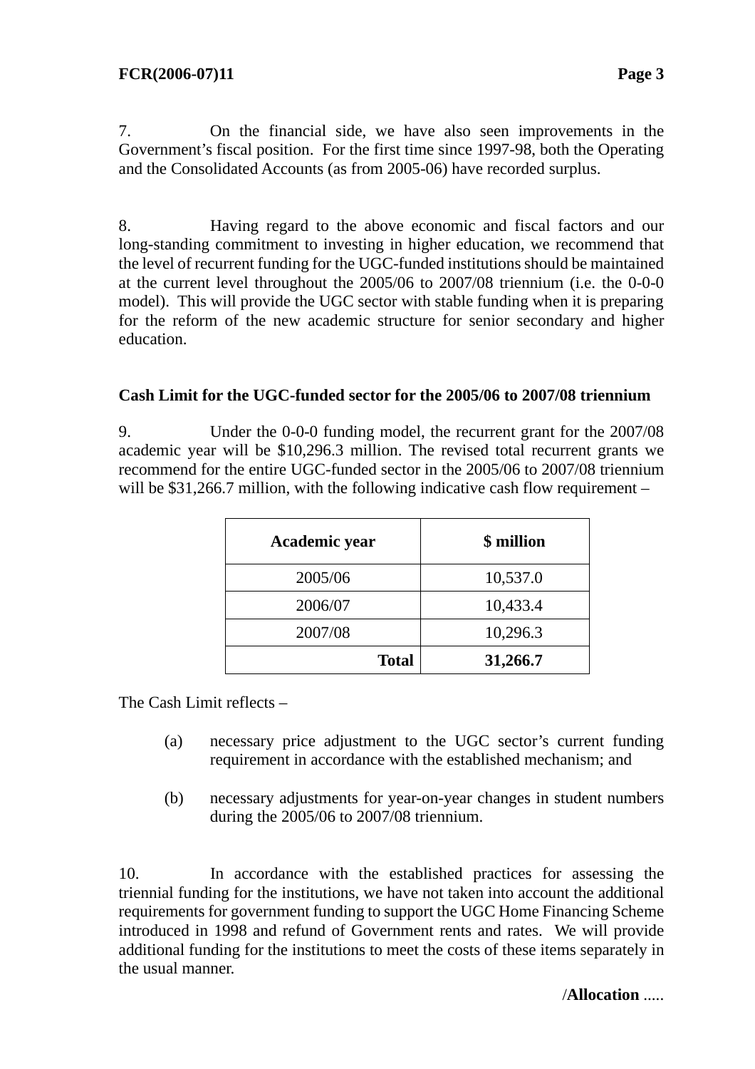7. On the financial side, we have also seen improvements in the Government's fiscal position. For the first time since 1997-98, both the Operating and the Consolidated Accounts (as from 2005-06) have recorded surplus.

8. Having regard to the above economic and fiscal factors and our long-standing commitment to investing in higher education, we recommend that the level of recurrent funding for the UGC-funded institutions should be maintained at the current level throughout the 2005/06 to 2007/08 triennium (i.e. the 0-0-0 model). This will provide the UGC sector with stable funding when it is preparing for the reform of the new academic structure for senior secondary and higher education.

**Cash Limit for the UGC-funded sector for the 2005/06 to 2007/08 triennium**

9. Under the 0-0-0 funding model, the recurrent grant for the 2007/08 academic year will be $10,296.3 million. The revised total recurrent grants we recommend for the entire UGC-funded sector in the 2005/06 to 2007/08 triennium will be $31,266.7 million, with the following indicative cash flow requirement –

| Academic year | $ million |
|---|---|
| 2005/06 | 10,537.0 |
| 2006/07 | 10,433.4 |
| 2007/08 | 10,296.3 |
| **Total** | **31,266.7** |

The Cash Limit reflects –

(a) necessary price adjustment to the UGC sector's current funding requirement in accordance with the established mechanism; and

(b) necessary adjustments for year-on-year changes in student numbers during the 2005/06 to 2007/08 triennium.

10. In accordance with the established practices for assessing the triennial funding for the institutions, we have not taken into account the additional requirements for government funding to support the UGC Home Financing Scheme introduced in 1998 and refund of Government rents and rates. We will provide additional funding for the institutions to meet the costs of these items separately in the usual manner.

/**Allocation** .....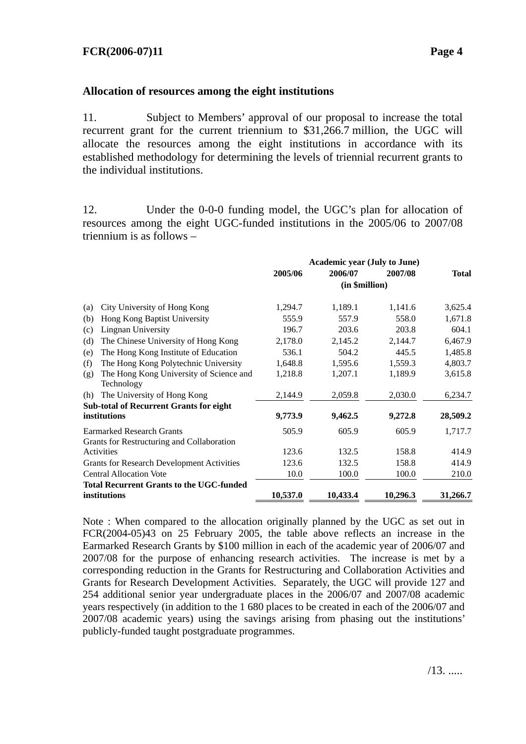### Allocation of resources among the eight institutions

11. Subject to Members' approval of our proposal to increase the total recurrent grant for the current triennium to $31,266.7 million, the UGC will allocate the resources among the eight institutions in accordance with its established methodology for determining the levels of triennial recurrent grants to the individual institutions.

12. Under the 0-0-0 funding model, the UGC's plan for allocation of resources among the eight UGC-funded institutions in the 2005/06 to 2007/08 triennium is as follows –

| | Academic year (July to June) | | | |
|---|---|---|---|---|
| | **2005/06** | **2006/07** (in $million) | **2007/08** | **Total** |
| (a) City University of Hong Kong | 1,294.7 | 1,189.1 | 1,141.6 | 3,625.4 |
| (b) Hong Kong Baptist University | 555.9 | 557.9 | 558.0 | 1,671.8 |
| (c) Lingnan University | 196.7 | 203.6 | 203.8 | 604.1 |
| (d) The Chinese University of Hong Kong | 2,178.0 | 2,145.2 | 2,144.7 | 6,467.9 |
| (e) The Hong Kong Institute of Education | 536.1 | 504.2 | 445.5 | 1,485.8 |
| (f) The Hong Kong Polytechnic University | 1,648.8 | 1,595.6 | 1,559.3 | 4,803.7 |
| (g) The Hong Kong University of Science and Technology | 1,218.8 | 1,207.1 | 1,189.9 | 3,615.8 |
| (h) The University of Hong Kong | 2,144.9 | 2,059.8 | 2,030.0 | 6,234.7 |
| **Sub-total of Recurrent Grants for eight institutions** | **9,773.9** | **9,462.5** | **9,272.8** | **28,509.2** |
| Earmarked Research Grants | 505.9 | 605.9 | 605.9 | 1,717.7 |
| Grants for Restructuring and Collaboration Activities | 123.6 | 132.5 | 158.8 | 414.9 |
| Grants for Research Development Activities | 123.6 | 132.5 | 158.8 | 414.9 |
| Central Allocation Vote | 10.0 | 100.0 | 100.0 | 210.0 |
| **Total Recurrent Grants to the UGC-funded institutions** | **10,537.0** | **10,433.4** | **10,296.3** | **31,266.7** |

Note : When compared to the allocation originally planned by the UGC as set out in FCR(2004-05)43 on 25 February 2005, the table above reflects an increase in the Earmarked Research Grants by $100 million in each of the academic year of 2006/07 and 2007/08 for the purpose of enhancing research activities. The increase is met by a corresponding reduction in the Grants for Restructuring and Collaboration Activities and Grants for Research Development Activities. Separately, the UGC will provide 127 and 254 additional senior year undergraduate places in the 2006/07 and 2007/08 academic years respectively (in addition to the 1 680 places to be created in each of the 2006/07 and 2007/08 academic years) using the savings arising from phasing out the institutions' publicly-funded taught postgraduate programmes.

/13. .....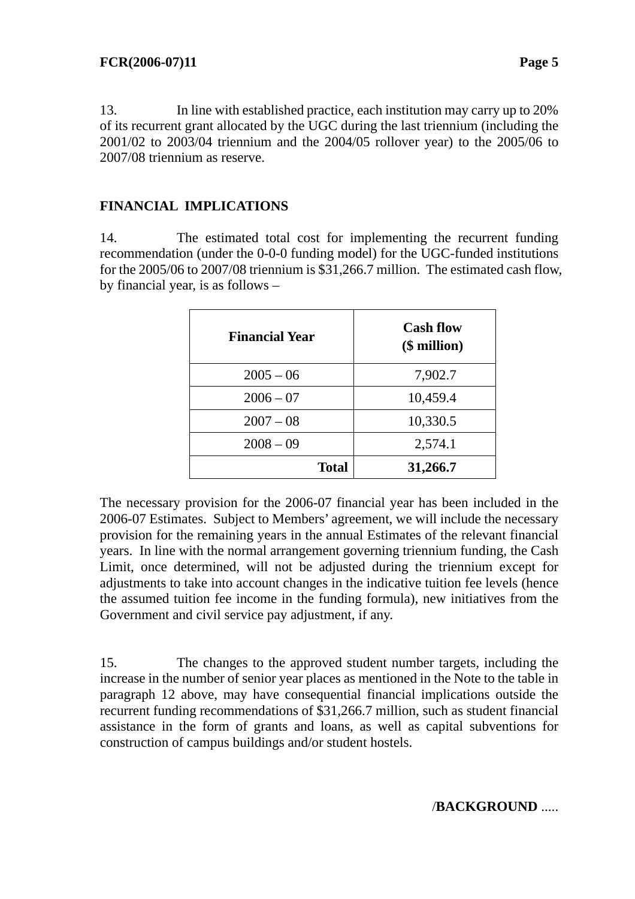13. In line with established practice, each institution may carry up to 20% of its recurrent grant allocated by the UGC during the last triennium (including the 2001/02 to 2003/04 triennium and the 2004/05 rollover year) to the 2005/06 to 2007/08 triennium as reserve.

## FINANCIAL IMPLICATIONS

14. The estimated total cost for implementing the recurrent funding recommendation (under the 0-0-0 funding model) for the UGC-funded institutions for the 2005/06 to 2007/08 triennium is $31,266.7 million. The estimated cash flow, by financial year, is as follows –

| **Financial Year** | **Cash flow ($ million)** |
|---|---|
| 2005 – 06 | 7,902.7 |
| 2006 – 07 | 10,459.4 |
| 2007 – 08 | 10,330.5 |
| 2008 – 09 | 2,574.1 |
| **Total** | **31,266.7** |

The necessary provision for the 2006-07 financial year has been included in the 2006-07 Estimates. Subject to Members' agreement, we will include the necessary provision for the remaining years in the annual Estimates of the relevant financial years. In line with the normal arrangement governing triennium funding, the Cash Limit, once determined, will not be adjusted during the triennium except for adjustments to take into account changes in the indicative tuition fee levels (hence the assumed tuition fee income in the funding formula), new initiatives from the Government and civil service pay adjustment, if any.

15. The changes to the approved student number targets, including the increase in the number of senior year places as mentioned in the Note to the table in paragraph 12 above, may have consequential financial implications outside the recurrent funding recommendations of $31,266.7 million, such as student financial assistance in the form of grants and loans, as well as capital subventions for construction of campus buildings and/or student hostels.

/**BACKGROUND** .....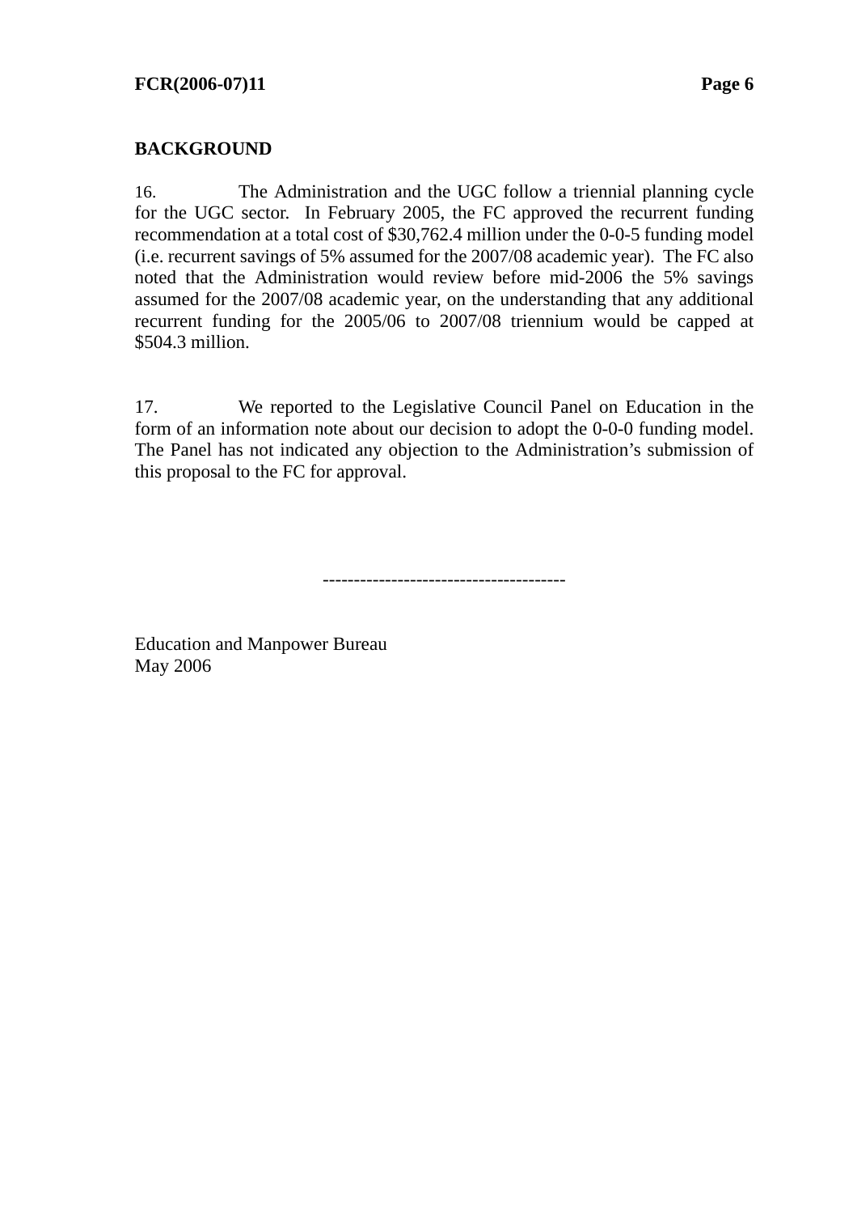## BACKGROUND

16. The Administration and the UGC follow a triennial planning cycle for the UGC sector. In February 2005, the FC approved the recurrent funding recommendation at a total cost of $30,762.4 million under the 0-0-5 funding model (i.e. recurrent savings of 5% assumed for the 2007/08 academic year). The FC also noted that the Administration would review before mid-2006 the 5% savings assumed for the 2007/08 academic year, on the understanding that any additional recurrent funding for the 2005/06 to 2007/08 triennium would be capped at $504.3 million.

17. We reported to the Legislative Council Panel on Education in the form of an information note about our decision to adopt the 0-0-0 funding model. The Panel has not indicated any objection to the Administration's submission of this proposal to the FC for approval.

---

Education and Manpower Bureau
May 2006